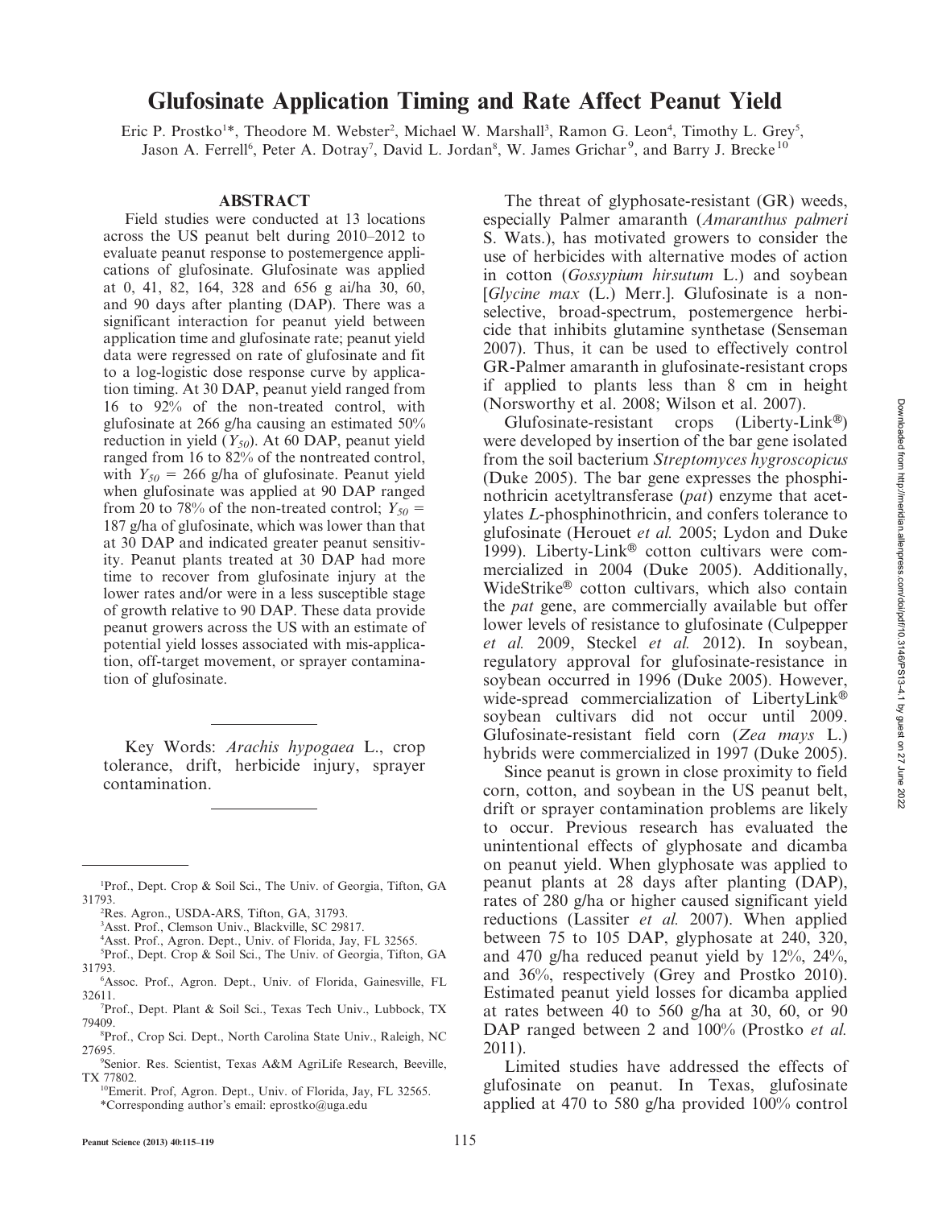# Glufosinate Application Timing and Rate Affect Peanut Yield

Eric P. Prostko[1]*, Theodore M. Webster[2], Michael W. Marshall[3], Ramon G. Leon[4], Timothy L. Grey[5], Jason A. Ferrell[6], Peter A. Dotray[7], David L. Jordan[8], W. James Grichar[9], and Barry J. Brecke[10]

## ABSTRACT

Field studies were conducted at 13 locations across the US peanut belt during 2010–2012 to evaluate peanut response to postemergence applications of glufosinate. Glufosinate was applied at 0, 41, 82, 164, 328 and 656 g ai/ha 30, 60, and 90 days after planting (DAP). There was a significant interaction for peanut yield between application time and glufosinate rate; peanut yield data were regressed on rate of glufosinate and fit to a log-logistic dose response curve by application timing. At 30 DAP, peanut yield ranged from 16 to 92% of the non-treated control, with glufosinate at 266 g/ha causing an estimated 50% reduction in yield ($Y_{50}$). At 60 DAP, peanut yield ranged from 16 to 82% of the nontreated control, with $Y_{50}$ = 266 g/ha of glufosinate. Peanut yield when glufosinate was applied at 90 DAP ranged from 20 to 78% of the non-treated control; $Y_{50}$ = 187 g/ha of glufosinate, which was lower than that at 30 DAP and indicated greater peanut sensitivity. Peanut plants treated at 30 DAP had more time to recover from glufosinate injury at the lower rates and/or were in a less susceptible stage of growth relative to 90 DAP. These data provide peanut growers across the US with an estimate of potential yield losses associated with mis-application, off-target movement, or sprayer contamination of glufosinate.

Key Words: *Arachis hypogaea* L., crop tolerance, drift, herbicide injury, sprayer contamination.

The threat of glyphosate-resistant (GR) weeds, especially Palmer amaranth (*Amaranthus palmeri* S. Wats.), has motivated growers to consider the use of herbicides with alternative modes of action in cotton (*Gossypium hirsutum* L.) and soybean [*Glycine max* (L.) Merr.]. Glufosinate is a non-selective, broad-spectrum, postemergence herbicide that inhibits glutamine synthetase (Senseman 2007). Thus, it can be used to effectively control GR-Palmer amaranth in glufosinate-resistant crops if applied to plants less than 8 cm in height (Norsworthy et al. 2008; Wilson et al. 2007).

Glufosinate-resistant crops (Liberty-Link®) were developed by insertion of the bar gene isolated from the soil bacterium *Streptomyces hygroscopicus* (Duke 2005). The bar gene expresses the phosphinothricin acetyltransferase (*pat*) enzyme that acetylates *L*-phosphinothricin, and confers tolerance to glufosinate (Herouet *et al.* 2005; Lydon and Duke 1999). Liberty-Link® cotton cultivars were commercialized in 2004 (Duke 2005). Additionally, WideStrike® cotton cultivars, which also contain the *pat* gene, are commercially available but offer lower levels of resistance to glufosinate (Culpepper *et al.* 2009, Steckel *et al.* 2012). In soybean, regulatory approval for glufosinate-resistance in soybean occurred in 1996 (Duke 2005). However, wide-spread commercialization of LibertyLink® soybean cultivars did not occur until 2009. Glufosinate-resistant field corn (*Zea mays* L.) hybrids were commercialized in 1997 (Duke 2005).

Since peanut is grown in close proximity to field corn, cotton, and soybean in the US peanut belt, drift or sprayer contamination problems are likely to occur. Previous research has evaluated the unintentional effects of glyphosate and dicamba on peanut yield. When glyphosate was applied to peanut plants at 28 days after planting (DAP), rates of 280 g/ha or higher caused significant yield reductions (Lassiter *et al.* 2007). When applied between 75 to 105 DAP, glyphosate at 240, 320, and 470 g/ha reduced peanut yield by 12%, 24%, and 36%, respectively (Grey and Prostko 2010). Estimated peanut yield losses for dicamba applied at rates between 40 to 560 g/ha at 30, 60, or 90 DAP ranged between 2 and 100% (Prostko *et al.* 2011).

Limited studies have addressed the effects of glufosinate on peanut. In Texas, glufosinate applied at 470 to 580 g/ha provided 100% control

---

[1]Prof., Dept. Crop & Soil Sci., The Univ. of Georgia, Tifton, GA 31793.

[2]Res. Agron., USDA-ARS, Tifton, GA, 31793.

[3]Asst. Prof., Clemson Univ., Blackville, SC 29817.

[4]Asst. Prof., Agron. Dept., Univ. of Florida, Jay, FL 32565.

[5]Prof., Dept. Crop & Soil Sci., The Univ. of Georgia, Tifton, GA 31793.

[6]Assoc. Prof., Agron. Dept., Univ. of Florida, Gainesville, FL 32611.

[7]Prof., Dept. Plant & Soil Sci., Texas Tech Univ., Lubbock, TX 79409.

[8]Prof., Crop Sci. Dept., North Carolina State Univ., Raleigh, NC 27695.

[9]Senior. Res. Scientist, Texas A&M AgriLife Research, Beeville, TX 77802.

[10]Emerit. Prof, Agron. Dept., Univ. of Florida, Jay, FL 32565.

*Corresponding author's email: eprostko@uga.edu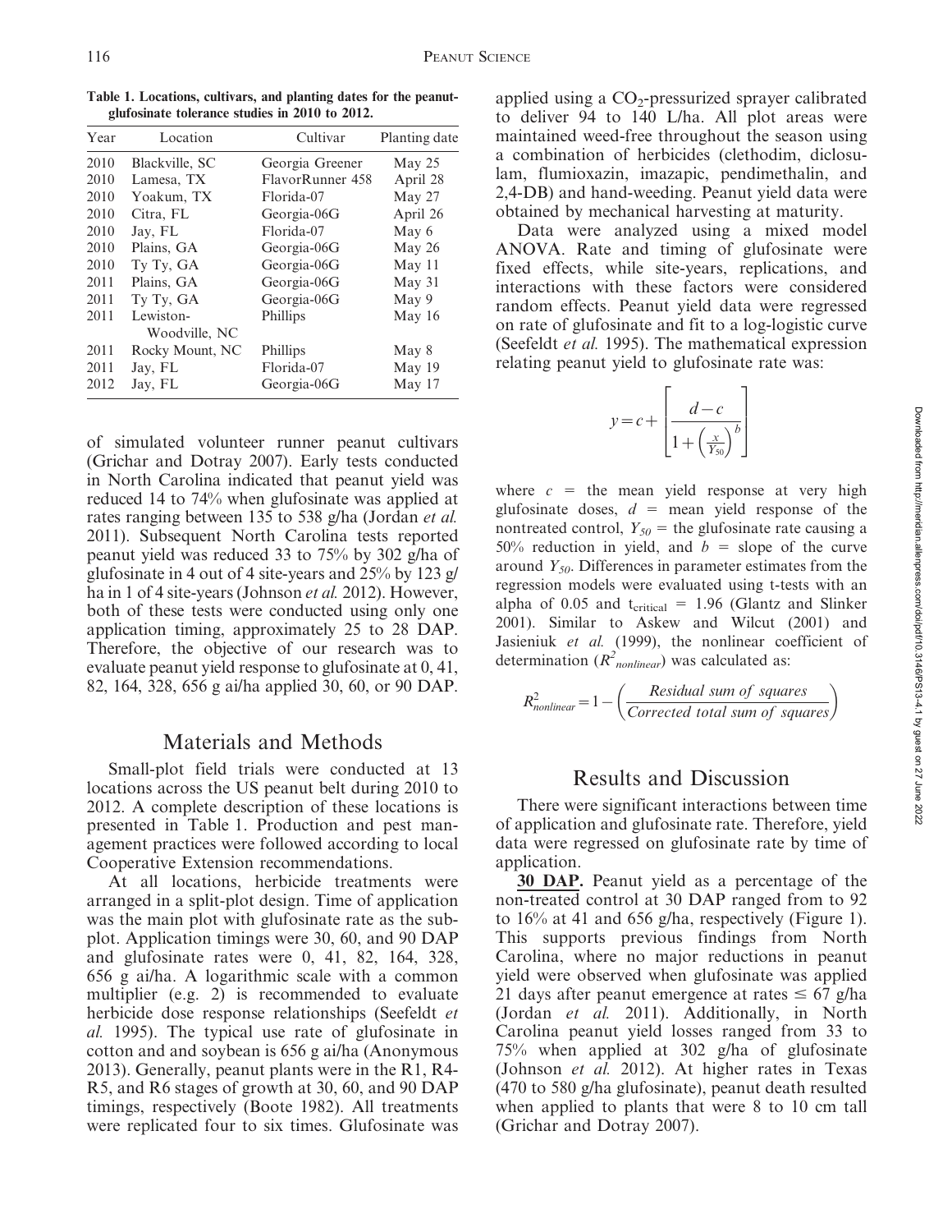Table 1. Locations, cultivars, and planting dates for the peanut-glufosinate tolerance studies in 2010 to 2012.

| Year | Location | Cultivar | Planting date |
|---|---|---|---|
| 2010 | Blackville, SC | Georgia Greener | May 25 |
| 2010 | Lamesa, TX | FlavorRunner 458 | April 28 |
| 2010 | Yoakum, TX | Florida-07 | May 27 |
| 2010 | Citra, FL | Georgia-06G | April 26 |
| 2010 | Jay, FL | Florida-07 | May 6 |
| 2010 | Plains, GA | Georgia-06G | May 26 |
| 2010 | Ty Ty, GA | Georgia-06G | May 11 |
| 2011 | Plains, GA | Georgia-06G | May 31 |
| 2011 | Ty Ty, GA | Georgia-06G | May 9 |
| 2011 | Lewiston-Woodville, NC | Phillips | May 16 |
| 2011 | Rocky Mount, NC | Phillips | May 8 |
| 2011 | Jay, FL | Florida-07 | May 19 |
| 2012 | Jay, FL | Georgia-06G | May 17 |

of simulated volunteer runner peanut cultivars (Grichar and Dotray 2007). Early tests conducted in North Carolina indicated that peanut yield was reduced 14 to 74% when glufosinate was applied at rates ranging between 135 to 538 g/ha (Jordan *et al.* 2011). Subsequent North Carolina tests reported peanut yield was reduced 33 to 75% by 302 g/ha of glufosinate in 4 out of 4 site-years and 25% by 123 g/ha in 1 of 4 site-years (Johnson *et al.* 2012). However, both of these tests were conducted using only one application timing, approximately 25 to 28 DAP. Therefore, the objective of our research was to evaluate peanut yield response to glufosinate at 0, 41, 82, 164, 328, 656 g ai/ha applied 30, 60, or 90 DAP.

## Materials and Methods

Small-plot field trials were conducted at 13 locations across the US peanut belt during 2010 to 2012. A complete description of these locations is presented in Table 1. Production and pest management practices were followed according to local Cooperative Extension recommendations.

At all locations, herbicide treatments were arranged in a split-plot design. Time of application was the main plot with glufosinate rate as the subplot. Application timings were 30, 60, and 90 DAP and glufosinate rates were 0, 41, 82, 164, 328, 656 g ai/ha. A logarithmic scale with a common multiplier (e.g. 2) is recommended to evaluate herbicide dose response relationships (Seefeldt *et al.* 1995). The typical use rate of glufosinate in cotton and and soybean is 656 g ai/ha (Anonymous 2013). Generally, peanut plants were in the R1, R4-R5, and R6 stages of growth at 30, 60, and 90 DAP timings, respectively (Boote 1982). All treatments were replicated four to six times. Glufosinate was applied using a $CO_2$-pressurized sprayer calibrated to deliver 94 to 140 L/ha. All plot areas were maintained weed-free throughout the season using a combination of herbicides (clethodim, diclosulam, flumioxazin, imazapic, pendimethalin, and 2,4-DB) and hand-weeding. Peanut yield data were obtained by mechanical harvesting at maturity.

Data were analyzed using a mixed model ANOVA. Rate and timing of glufosinate were fixed effects, while site-years, replications, and interactions with these factors were considered random effects. Peanut yield data were regressed on rate of glufosinate and fit to a log-logistic curve (Seefeldt *et al.* 1995). The mathematical expression relating peanut yield to glufosinate rate was:

$$y = c + \left[ \frac{d - c}{1 + \left( \frac{x}{Y_{50}} \right)^{b}} \right]$$

where $c$ = the mean yield response at very high glufosinate doses, $d$ = mean yield response of the nontreated control, $Y_{50}$ = the glufosinate rate causing a 50% reduction in yield, and $b$ = slope of the curve around $Y_{50}$. Differences in parameter estimates from the regression models were evaluated using t-tests with an alpha of 0.05 and $t_{critical}$ = 1.96 (Glantz and Slinker 2001). Similar to Askew and Wilcut (2001) and Jasieniuk *et al.* (1999), the nonlinear coefficient of determination ($R^2_{nonlinear}$) was calculated as:

$$R^2_{nonlinear} = 1 - \left( \frac{Residual\ sum\ of\ squares}{Corrected\ total\ sum\ of\ squares} \right)$$

## Results and Discussion

There were significant interactions between time of application and glufosinate rate. Therefore, yield data were regressed on glufosinate rate by time of application.

**30 DAP.** Peanut yield as a percentage of the non-treated control at 30 DAP ranged from to 92 to 16% at 41 and 656 g/ha, respectively (Figure 1). This supports previous findings from North Carolina, where no major reductions in peanut yield were observed when glufosinate was applied 21 days after peanut emergence at rates ≤ 67 g/ha (Jordan *et al.* 2011). Additionally, in North Carolina peanut yield losses ranged from 33 to 75% when applied at 302 g/ha of glufosinate (Johnson *et al.* 2012). At higher rates in Texas (470 to 580 g/ha glufosinate), peanut death resulted when applied to plants that were 8 to 10 cm tall (Grichar and Dotray 2007).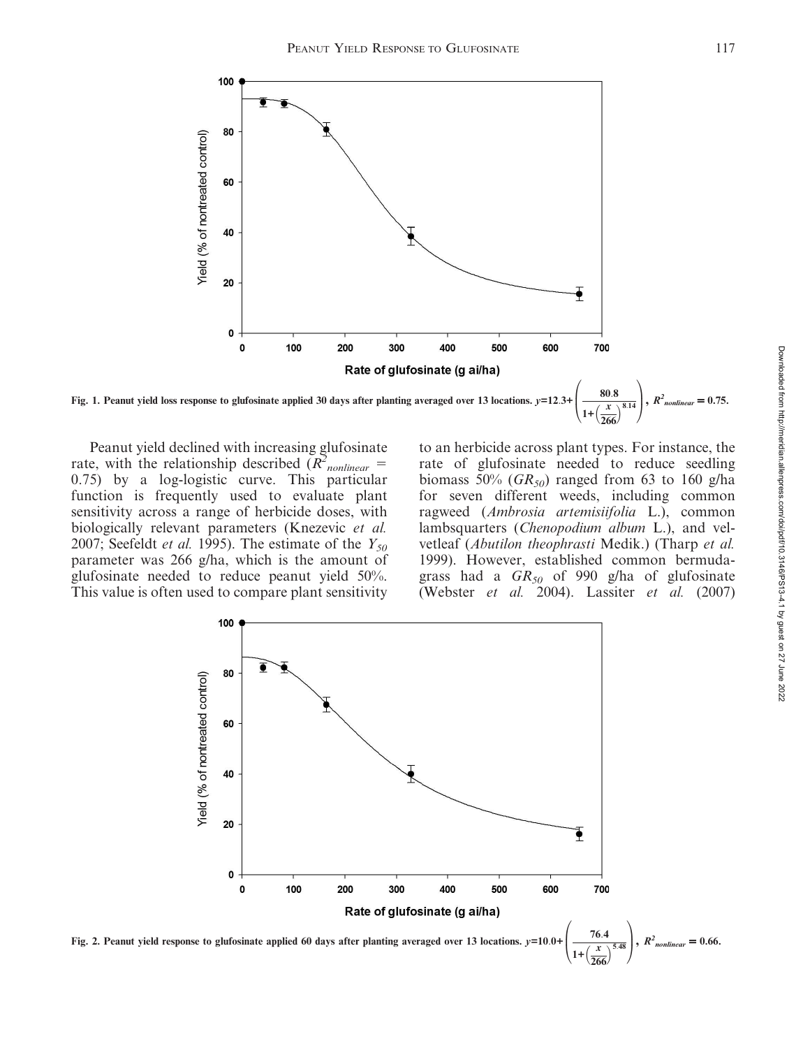Fig. 1. Peanut yield loss response to glufosinate applied 30 days after planting averaged over 13 locations. $y=12.3+\left(\frac{80.8}{1+\left(\frac{x}{266}\right)^{8.14}}\right)$, $R^2_{nonlinear} = 0.75$.

Peanut yield declined with increasing glufosinate rate, with the relationship described ($R^2_{nonlinear}$ = 0.75) by a log-logistic curve. This particular function is frequently used to evaluate plant sensitivity across a range of herbicide doses, with biologically relevant parameters (Knezevic *et al.* 2007; Seefeldt *et al.* 1995). The estimate of the $Y_{50}$ parameter was 266 g/ha, which is the amount of glufosinate needed to reduce peanut yield 50%. This value is often used to compare plant sensitivity to an herbicide across plant types. For instance, the rate of glufosinate needed to reduce seedling biomass 50% ($GR_{50}$) ranged from 63 to 160 g/ha for seven different weeds, including common ragweed (*Ambrosia artemisiifolia* L.), common lambsquarters (*Chenopodium album* L.), and velvetleaf (*Abutilon theophrasti* Medik.) (Tharp *et al.* 1999). However, established common bermudagrass had a $GR_{50}$ of 990 g/ha of glufosinate (Webster *et al.* 2004). Lassiter *et al.* (2007)

Fig. 2. Peanut yield response to glufosinate applied 60 days after planting averaged over 13 locations. $y=10.0+\left(\frac{76.4}{1+\left(\frac{x}{266}\right)^{5.48}}\right)$, $R^2_{nonlinear} = 0.66$.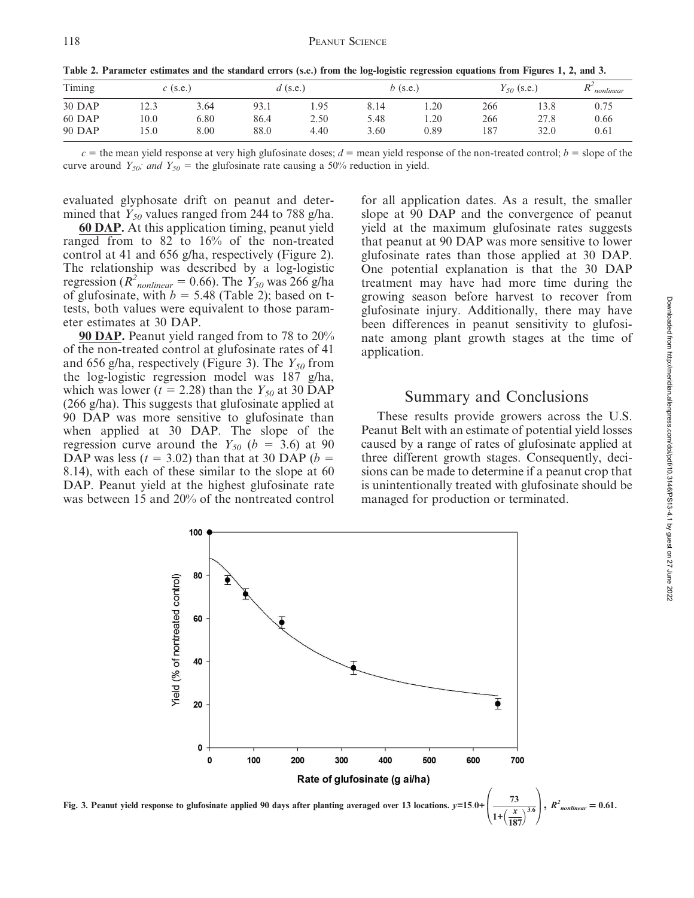Table 2. Parameter estimates and the standard errors (s.e.) from the log-logistic regression equations from Figures 1, 2, and 3.

| Timing | $c$ (s.e.) | | $d$ (s.e.) | | $b$ (s.e.) | | $Y_{50}$ (s.e.) | | $R^2_{nonlinear}$ |
|---|---|---|---|---|---|---|---|---|---|
| 30 DAP | 12.3 | 3.64 | 93.1 | 1.95 | 8.14 | 1.20 | 266 | 13.8 | 0.75 |
| 60 DAP | 10.0 | 6.80 | 86.4 | 2.50 | 5.48 | 1.20 | 266 | 27.8 | 0.66 |
| 90 DAP | 15.0 | 8.00 | 88.0 | 4.40 | 3.60 | 0.89 | 187 | 32.0 | 0.61 |

$c$ = the mean yield response at very high glufosinate doses; $d$ = mean yield response of the non-treated control; $b$ = slope of the curve around $Y_{50}$; and $Y_{50}$ = the glufosinate rate causing a 50% reduction in yield.

evaluated glyphosate drift on peanut and determined that $Y_{50}$ values ranged from 244 to 788 g/ha.

**60 DAP.** At this application timing, peanut yield ranged from to 82 to 16% of the non-treated control at 41 and 656 g/ha, respectively (Figure 2). The relationship was described by a log-logistic regression ($R^2_{nonlinear}$ = 0.66). The $Y_{50}$ was 266 g/ha of glufosinate, with $b$ = 5.48 (Table 2); based on t-tests, both values were equivalent to those parameter estimates at 30 DAP.

**90 DAP.** Peanut yield ranged from to 78 to 20% of the non-treated control at glufosinate rates of 41 and 656 g/ha, respectively (Figure 3). The $Y_{50}$ from the log-logistic regression model was 187 g/ha, which was lower ($t$ = 2.28) than the $Y_{50}$ at 30 DAP (266 g/ha). This suggests that glufosinate applied at 90 DAP was more sensitive to glufosinate than when applied at 30 DAP. The slope of the regression curve around the $Y_{50}$ ($b$ = 3.6) at 90 DAP was less ($t$ = 3.02) than that at 30 DAP ($b$ = 8.14), with each of these similar to the slope at 60 DAP. Peanut yield at the highest glufosinate rate was between 15 and 20% of the nontreated control for all application dates. As a result, the smaller slope at 90 DAP and the convergence of peanut yield at the maximum glufosinate rates suggests that peanut at 90 DAP was more sensitive to lower glufosinate rates than those applied at 30 DAP. One potential explanation is that the 30 DAP treatment may have had more time during the growing season before harvest to recover from glufosinate injury. Additionally, there may have been differences in peanut sensitivity to glufosinate among plant growth stages at the time of application.

## Summary and Conclusions

These results provide growers across the U.S. Peanut Belt with an estimate of potential yield losses caused by a range of rates of glufosinate applied at three different growth stages. Consequently, decisions can be made to determine if a peanut crop that is unintentionally treated with glufosinate should be managed for production or terminated.

Fig. 3. Peanut yield response to glufosinate applied 90 days after planting averaged over 13 locations. $y=15.0+\left(\frac{73}{1+\left(\frac{x}{187}\right)^{3.6}}\right)$, $R^2_{nonlinear}$ = 0.61.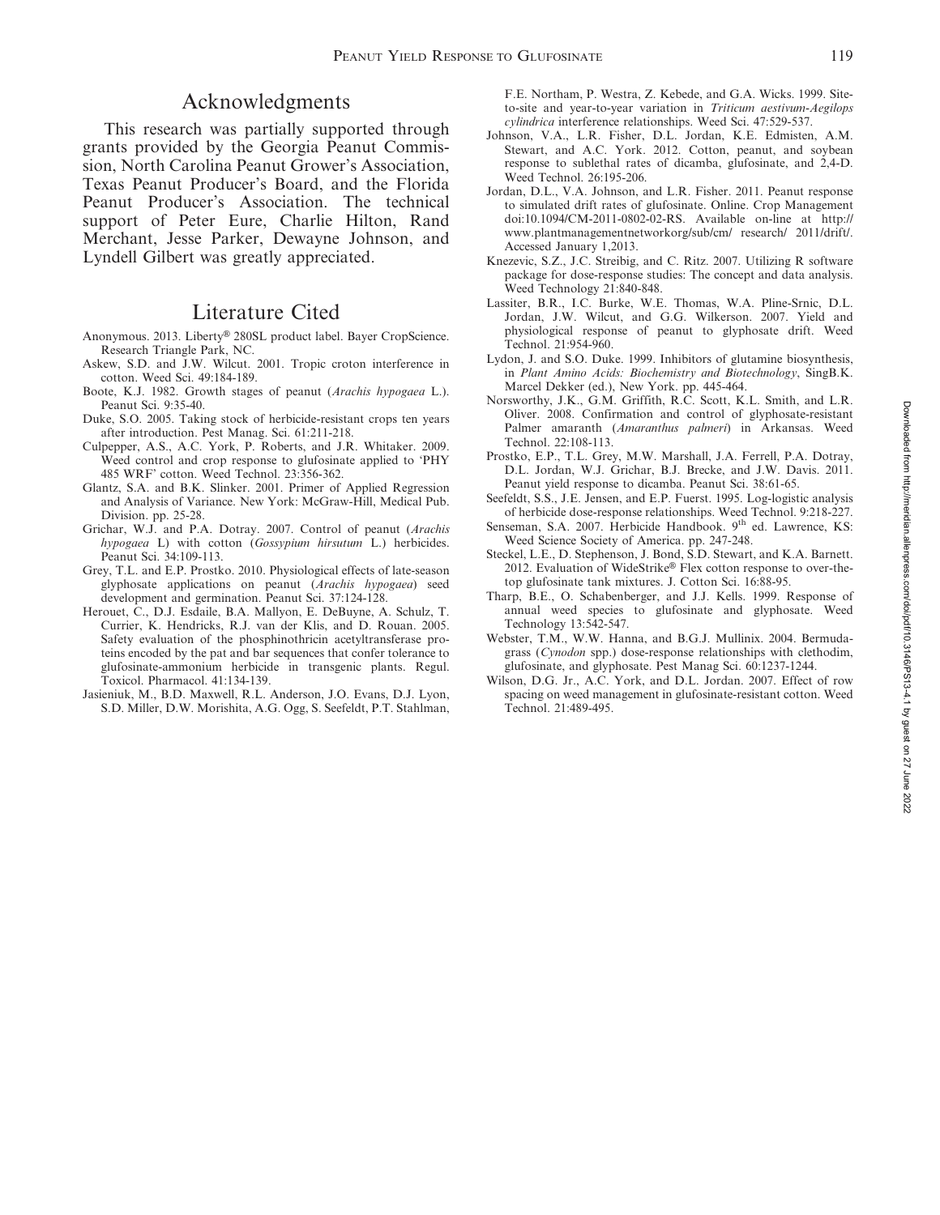## Acknowledgments

This research was partially supported through grants provided by the Georgia Peanut Commission, North Carolina Peanut Grower's Association, Texas Peanut Producer's Board, and the Florida Peanut Producer's Association. The technical support of Peter Eure, Charlie Hilton, Rand Merchant, Jesse Parker, Dewayne Johnson, and Lyndell Gilbert was greatly appreciated.

## Literature Cited

Anonymous. 2013. Liberty® 280SL product label. Bayer CropScience. Research Triangle Park, NC.

Askew, S.D. and J.W. Wilcut. 2001. Tropic croton interference in cotton. Weed Sci. 49:184-189.

Boote, K.J. 1982. Growth stages of peanut (*Arachis hypogaea* L.). Peanut Sci. 9:35-40.

Duke, S.O. 2005. Taking stock of herbicide-resistant crops ten years after introduction. Pest Manag. Sci. 61:211-218.

Culpepper, A.S., A.C. York, P. Roberts, and J.R. Whitaker. 2009. Weed control and crop response to glufosinate applied to 'PHY 485 WRF' cotton. Weed Technol. 23:356-362.

Glantz, S.A. and B.K. Slinker. 2001. Primer of Applied Regression and Analysis of Variance. New York: McGraw-Hill, Medical Pub. Division. pp. 25-28.

Grichar, W.J. and P.A. Dotray. 2007. Control of peanut (*Arachis hypogaea* L) with cotton (*Gossypium hirsutum* L.) herbicides. Peanut Sci. 34:109-113.

Grey, T.L. and E.P. Prostko. 2010. Physiological effects of late-season glyphosate applications on peanut (*Arachis hypogaea*) seed development and germination. Peanut Sci. 37:124-128.

Herouet, C., D.J. Esdaile, B.A. Mallyon, E. DeBuyne, A. Schulz, T. Currier, K. Hendricks, R.J. van der Klis, and D. Rouan. 2005. Safety evaluation of the phosphinothricin acetyltransferase proteins encoded by the pat and bar sequences that confer tolerance to glufosinate-ammonium herbicide in transgenic plants. Regul. Toxicol. Pharmacol. 41:134-139.

Jasieniuk, M., B.D. Maxwell, R.L. Anderson, J.O. Evans, D.J. Lyon, S.D. Miller, D.W. Morishita, A.G. Ogg, S. Seefeldt, P.T. Stahlman, F.E. Northam, P. Westra, Z. Kebede, and G.A. Wicks. 1999. Site-to-site and year-to-year variation in *Triticum aestivum-Aegilops cylindrica* interference relationships. Weed Sci. 47:529-537.

Johnson, V.A., L.R. Fisher, D.L. Jordan, K.E. Edmisten, A.M. Stewart, and A.C. York. 2012. Cotton, peanut, and soybean response to sublethal rates of dicamba, glufosinate, and 2,4-D. Weed Technol. 26:195-206.

Jordan, D.L., V.A. Johnson, and L.R. Fisher. 2011. Peanut response to simulated drift rates of glufosinate. Online. Crop Management doi:10.1094/CM-2011-0802-02-RS. Available on-line at http://www.plantmanagementnetworkorg/sub/cm/ research/ 2011/drift/. Accessed January 1,2013.

Knezevic, S.Z., J.C. Streibig, and C. Ritz. 2007. Utilizing R software package for dose-response studies: The concept and data analysis. Weed Technology 21:840-848.

Lassiter, B.R., I.C. Burke, W.E. Thomas, W.A. Pline-Srnic, D.L. Jordan, J.W. Wilcut, and G.G. Wilkerson. 2007. Yield and physiological response of peanut to glyphosate drift. Weed Technol. 21:954-960.

Lydon, J. and S.O. Duke. 1999. Inhibitors of glutamine biosynthesis, in *Plant Amino Acids: Biochemistry and Biotechnology*, SingB.K. Marcel Dekker (ed.), New York. pp. 445-464.

Norsworthy, J.K., G.M. Griffith, R.C. Scott, K.L. Smith, and L.R. Oliver. 2008. Confirmation and control of glyphosate-resistant Palmer amaranth (*Amaranthus palmeri*) in Arkansas. Weed Technol. 22:108-113.

Prostko, E.P., T.L. Grey, M.W. Marshall, J.A. Ferrell, P.A. Dotray, D.L. Jordan, W.J. Grichar, B.J. Brecke, and J.W. Davis. 2011. Peanut yield response to dicamba. Peanut Sci. 38:61-65.

Seefeldt, S.S., J.E. Jensen, and E.P. Fuerst. 1995. Log-logistic analysis of herbicide dose-response relationships. Weed Technol. 9:218-227.

Senseman, S.A. 2007. Herbicide Handbook. 9th ed. Lawrence, KS: Weed Science Society of America. pp. 247-248.

Steckel, L.E., D. Stephenson, J. Bond, S.D. Stewart, and K.A. Barnett. 2012. Evaluation of WideStrike® Flex cotton response to over-the-top glufosinate tank mixtures. J. Cotton Sci. 16:88-95.

Tharp, B.E., O. Schabenberger, and J.J. Kells. 1999. Response of annual weed species to glufosinate and glyphosate. Weed Technology 13:542-547.

Webster, T.M., W.W. Hanna, and B.G.J. Mullinix. 2004. Bermudagrass (*Cynodon* spp.) dose-response relationships with clethodim, glufosinate, and glyphosate. Pest Manag Sci. 60:1237-1244.

Wilson, D.G. Jr., A.C. York, and D.L. Jordan. 2007. Effect of row spacing on weed management in glufosinate-resistant cotton. Weed Technol. 21:489-495.